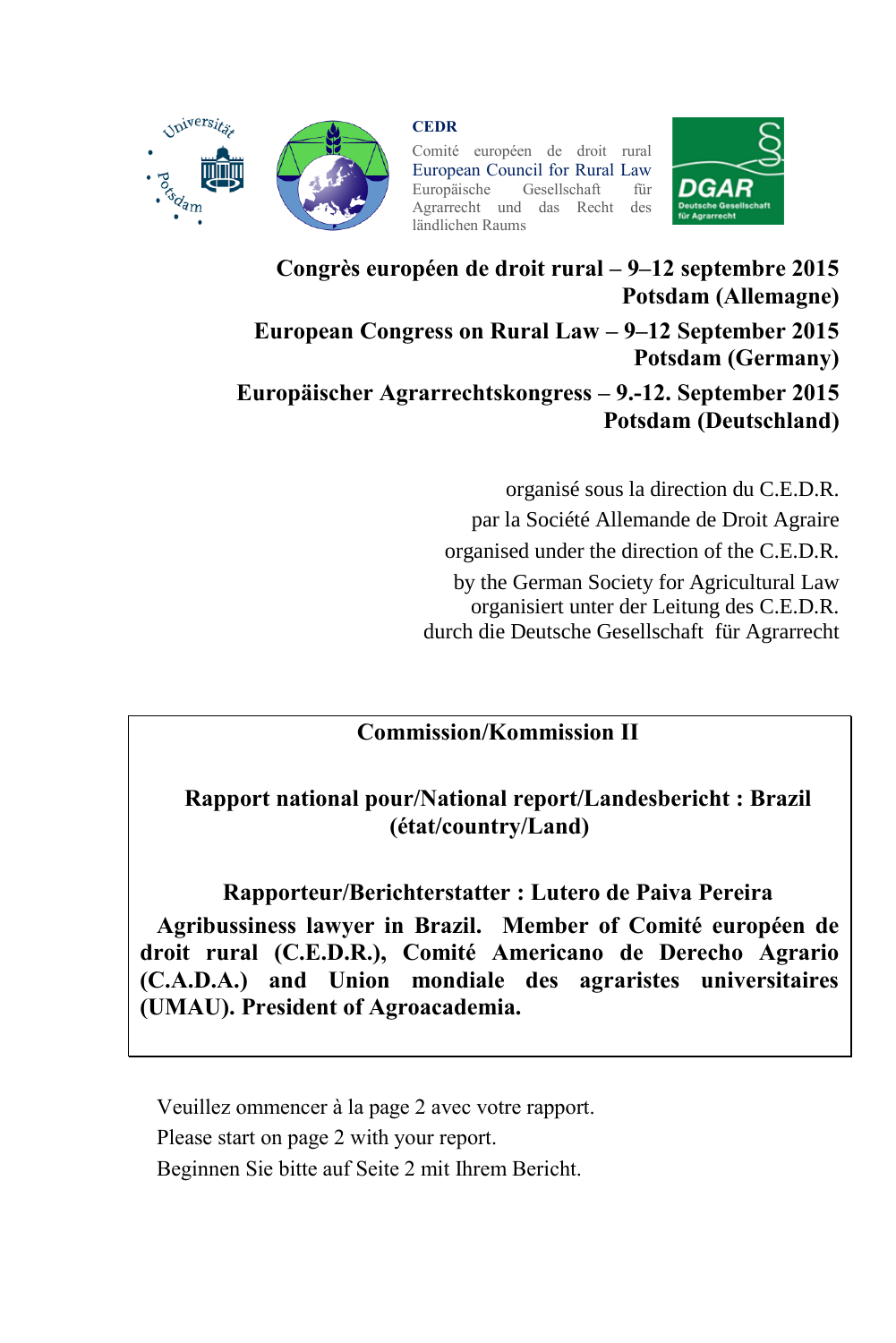**CEDR**

Comité européen de droit rural
European Council for Rural Law
Europäische Gesellschaft für Agrarrecht und das Recht des ländlichen Raums

**Congrès européen de droit rural – 9–12 septembre 2015**
**Potsdam (Allemagne)**

**European Congress on Rural Law – 9–12 September 2015**
**Potsdam (Germany)**

**Europäischer Agrarrechtskongress – 9.-12. September 2015**
**Potsdam (Deutschland)**

organisé sous la direction du C.E.D.R.
par la Société Allemande de Droit Agraire
organised under the direction of the C.E.D.R.
by the German Society for Agricultural Law
organisiert unter der Leitung des C.E.D.R.
durch die Deutsche Gesellschaft für Agrarrecht

**Commission/Kommission II**

**Rapport national pour/National report/Landesbericht : Brazil (état/country/Land)**

**Rapporteur/Berichterstatter : Lutero de Paiva Pereira**

**Agribussiness lawyer in Brazil. Member of Comité européen de droit rural (C.E.D.R.), Comité Americano de Derecho Agrario (C.A.D.A.) and Union mondiale des agraristes universitaires (UMAU). President of Agroacademia.**

Veuillez ommencer à la page 2 avec votre rapport.
Please start on page 2 with your report.
Beginnen Sie bitte auf Seite 2 mit Ihrem Bericht.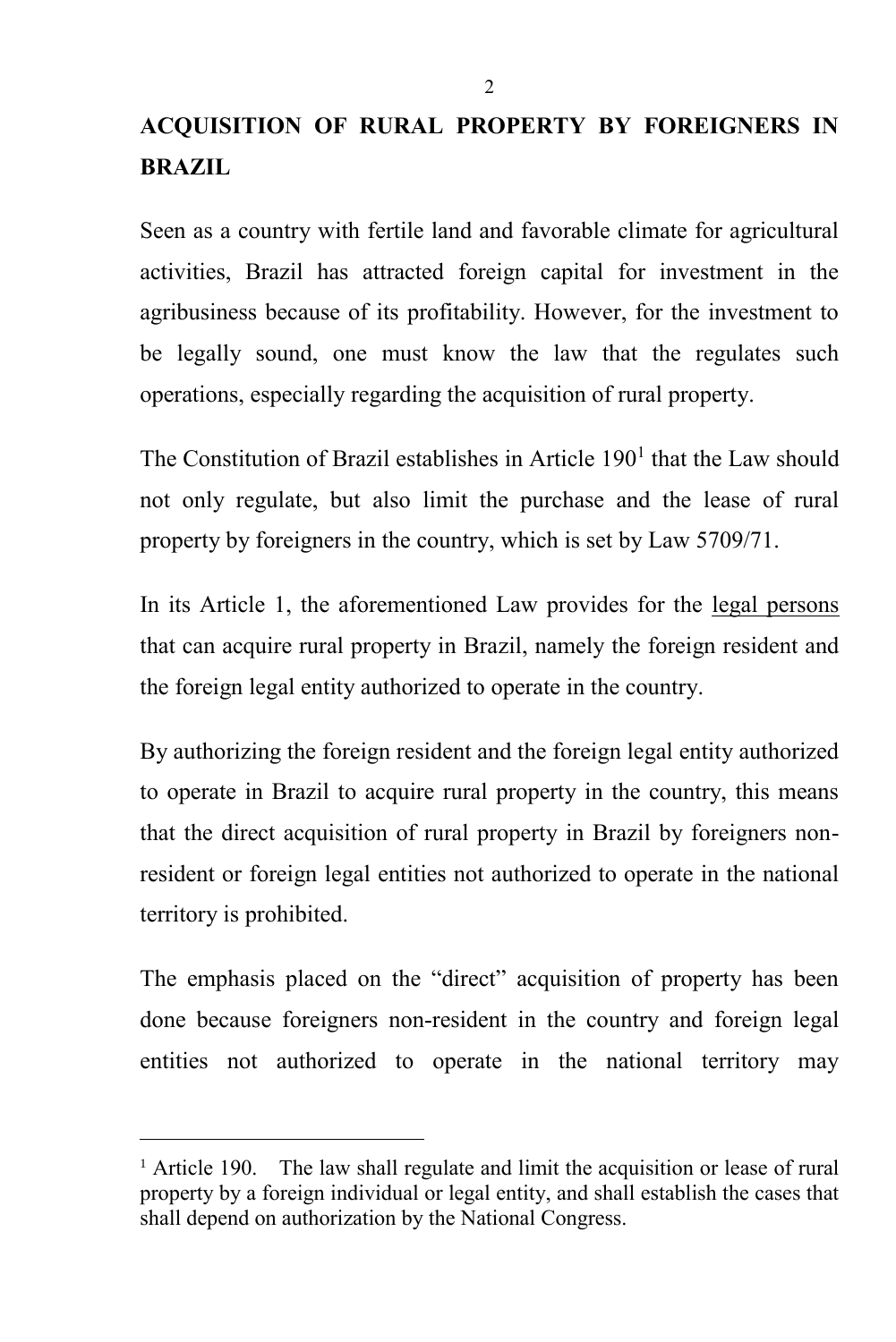# ACQUISITION OF RURAL PROPERTY BY FOREIGNERS IN BRAZIL

Seen as a country with fertile land and favorable climate for agricultural activities, Brazil has attracted foreign capital for investment in the agribusiness because of its profitability. However, for the investment to be legally sound, one must know the law that the regulates such operations, especially regarding the acquisition of rural property.

The Constitution of Brazil establishes in Article 190[1] that the Law should not only regulate, but also limit the purchase and the lease of rural property by foreigners in the country, which is set by Law 5709/71.

In its Article 1, the aforementioned Law provides for the <u>legal persons</u> that can acquire rural property in Brazil, namely the foreign resident and the foreign legal entity authorized to operate in the country.

By authorizing the foreign resident and the foreign legal entity authorized to operate in Brazil to acquire rural property in the country, this means that the direct acquisition of rural property in Brazil by foreigners non-resident or foreign legal entities not authorized to operate in the national territory is prohibited.

The emphasis placed on the "direct" acquisition of property has been done because foreigners non-resident in the country and foreign legal entities not authorized to operate in the national territory may

---

[1] Article 190. The law shall regulate and limit the acquisition or lease of rural property by a foreign individual or legal entity, and shall establish the cases that shall depend on authorization by the National Congress.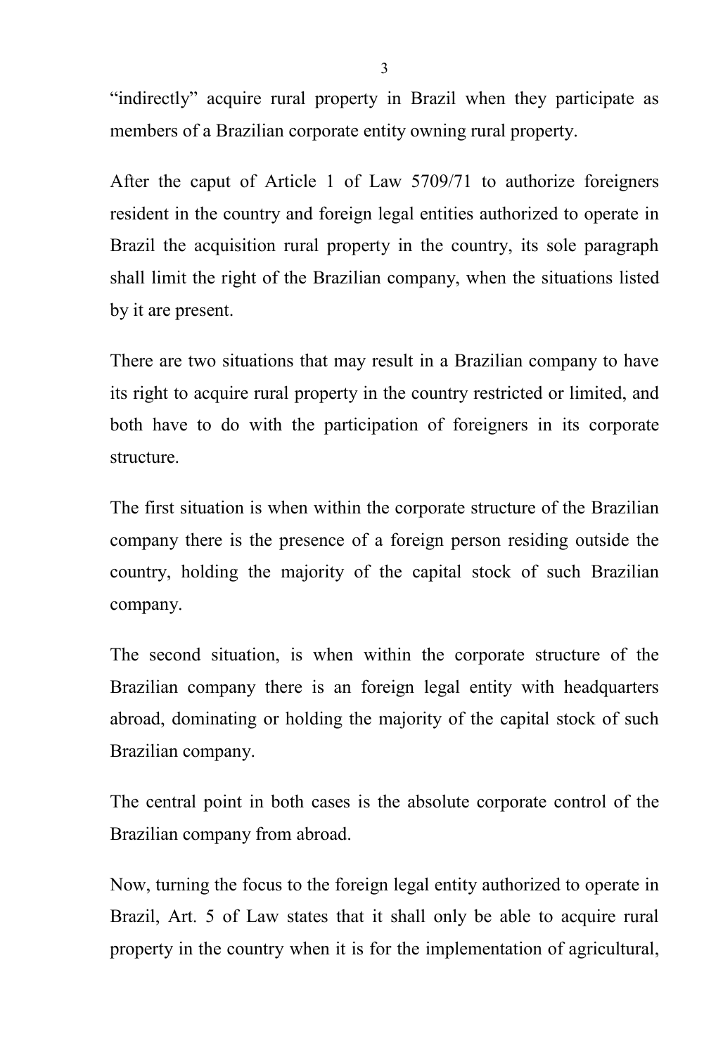"indirectly" acquire rural property in Brazil when they participate as members of a Brazilian corporate entity owning rural property.

After the caput of Article 1 of Law 5709/71 to authorize foreigners resident in the country and foreign legal entities authorized to operate in Brazil the acquisition rural property in the country, its sole paragraph shall limit the right of the Brazilian company, when the situations listed by it are present.

There are two situations that may result in a Brazilian company to have its right to acquire rural property in the country restricted or limited, and both have to do with the participation of foreigners in its corporate structure.

The first situation is when within the corporate structure of the Brazilian company there is the presence of a foreign person residing outside the country, holding the majority of the capital stock of such Brazilian company.

The second situation, is when within the corporate structure of the Brazilian company there is an foreign legal entity with headquarters abroad, dominating or holding the majority of the capital stock of such Brazilian company.

The central point in both cases is the absolute corporate control of the Brazilian company from abroad.

Now, turning the focus to the foreign legal entity authorized to operate in Brazil, Art. 5 of Law states that it shall only be able to acquire rural property in the country when it is for the implementation of agricultural,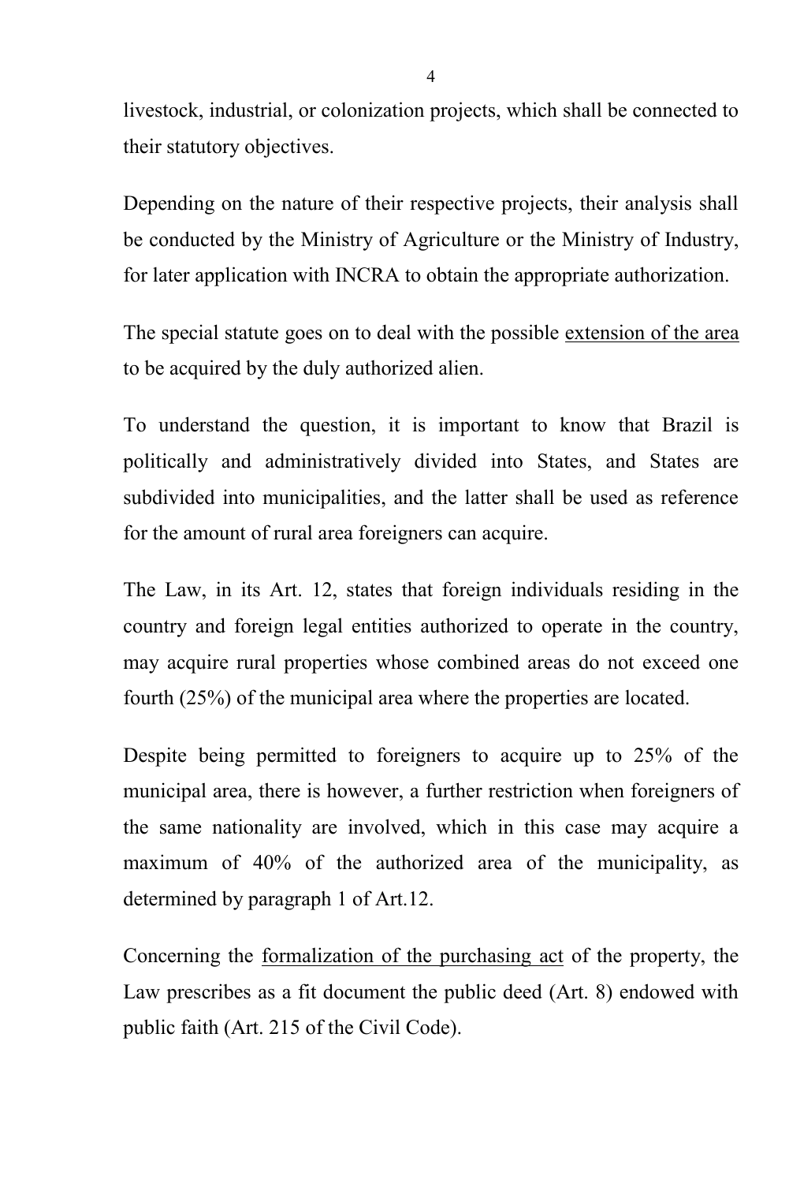livestock, industrial, or colonization projects, which shall be connected to their statutory objectives.

Depending on the nature of their respective projects, their analysis shall be conducted by the Ministry of Agriculture or the Ministry of Industry, for later application with INCRA to obtain the appropriate authorization.

The special statute goes on to deal with the possible <u>extension of the area</u> to be acquired by the duly authorized alien.

To understand the question, it is important to know that Brazil is politically and administratively divided into States, and States are subdivided into municipalities, and the latter shall be used as reference for the amount of rural area foreigners can acquire.

The Law, in its Art. 12, states that foreign individuals residing in the country and foreign legal entities authorized to operate in the country, may acquire rural properties whose combined areas do not exceed one fourth (25%) of the municipal area where the properties are located.

Despite being permitted to foreigners to acquire up to 25% of the municipal area, there is however, a further restriction when foreigners of the same nationality are involved, which in this case may acquire a maximum of 40% of the authorized area of the municipality, as determined by paragraph 1 of Art.12.

Concerning the <u>formalization of the purchasing act</u> of the property, the Law prescribes as a fit document the public deed (Art. 8) endowed with public faith (Art. 215 of the Civil Code).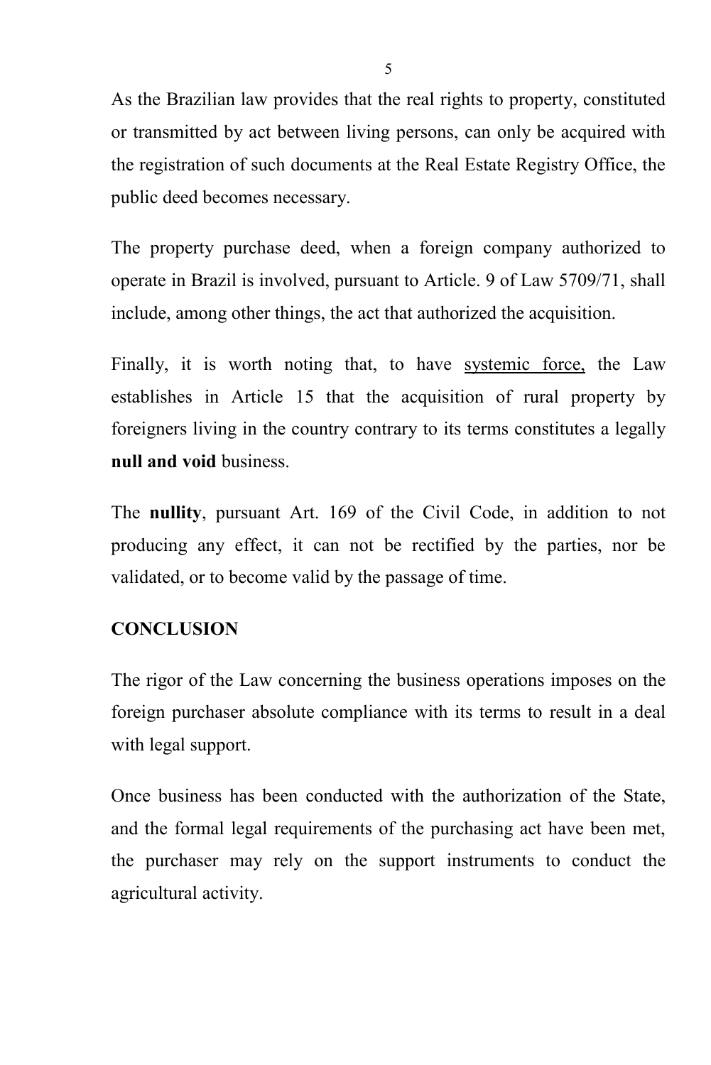As the Brazilian law provides that the real rights to property, constituted or transmitted by act between living persons, can only be acquired with the registration of such documents at the Real Estate Registry Office, the public deed becomes necessary.

The property purchase deed, when a foreign company authorized to operate in Brazil is involved, pursuant to Article. 9 of Law 5709/71, shall include, among other things, the act that authorized the acquisition.

Finally, it is worth noting that, to have <u>systemic force,</u> the Law establishes in Article 15 that the acquisition of rural property by foreigners living in the country contrary to its terms constitutes a legally **null and void** business.

The **nullity**, pursuant Art. 169 of the Civil Code, in addition to not producing any effect, it can not be rectified by the parties, nor be validated, or to become valid by the passage of time.

## CONCLUSION

The rigor of the Law concerning the business operations imposes on the foreign purchaser absolute compliance with its terms to result in a deal with legal support.

Once business has been conducted with the authorization of the State, and the formal legal requirements of the purchasing act have been met, the purchaser may rely on the support instruments to conduct the agricultural activity.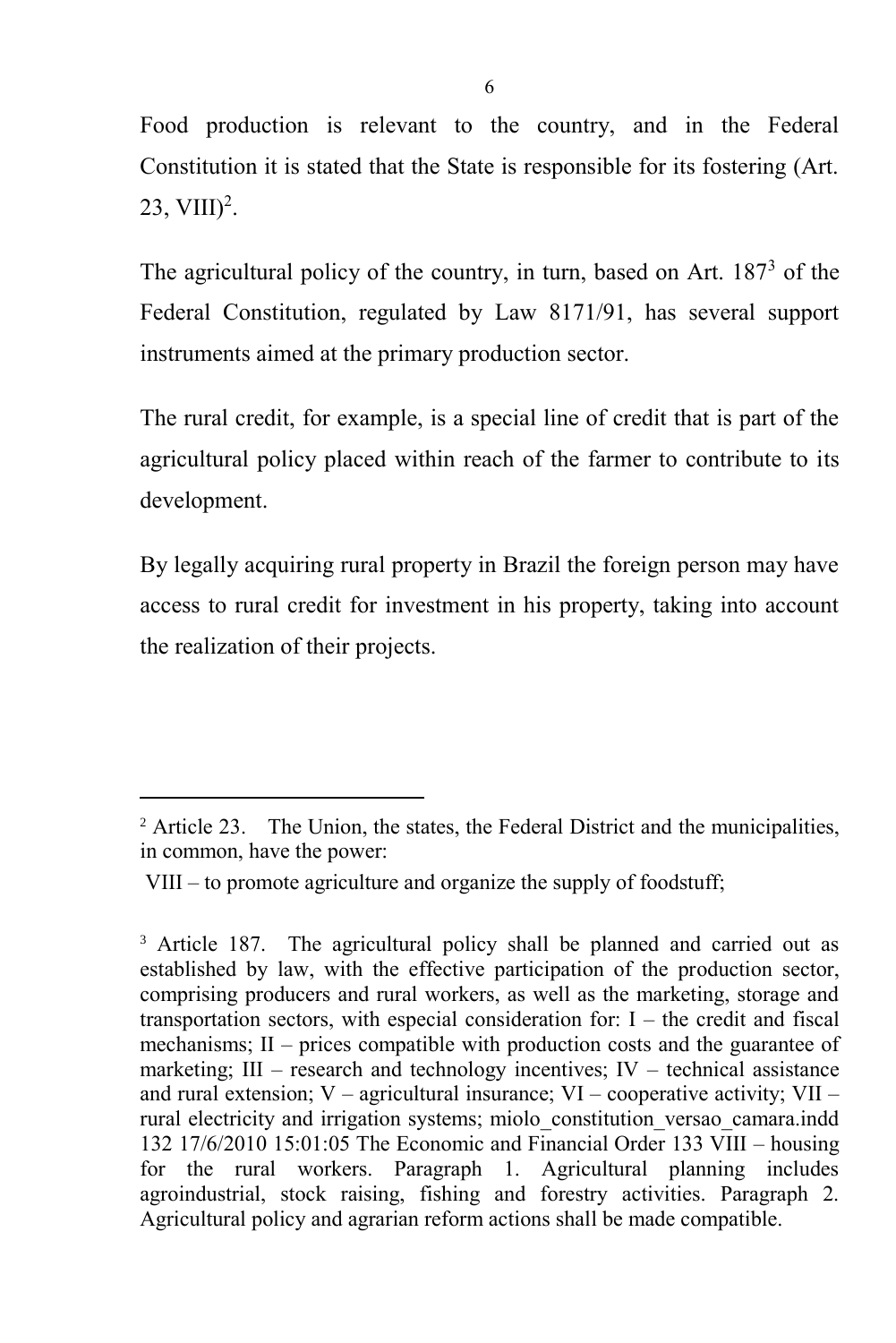Food production is relevant to the country, and in the Federal Constitution it is stated that the State is responsible for its fostering (Art. 23, VIII)[2].

The agricultural policy of the country, in turn, based on Art. 187[3] of the Federal Constitution, regulated by Law 8171/91, has several support instruments aimed at the primary production sector.

The rural credit, for example, is a special line of credit that is part of the agricultural policy placed within reach of the farmer to contribute to its development.

By legally acquiring rural property in Brazil the foreign person may have access to rural credit for investment in his property, taking into account the realization of their projects.

---

[2] Article 23. The Union, the states, the Federal District and the municipalities, in common, have the power:

VIII – to promote agriculture and organize the supply of foodstuff;

[3] Article 187. The agricultural policy shall be planned and carried out as established by law, with the effective participation of the production sector, comprising producers and rural workers, as well as the marketing, storage and transportation sectors, with especial consideration for: I – the credit and fiscal mechanisms; II – prices compatible with production costs and the guarantee of marketing; III – research and technology incentives; IV – technical assistance and rural extension; V – agricultural insurance; VI – cooperative activity; VII – rural electricity and irrigation systems; miolo_constitution_versao_camara.indd 132 17/6/2010 15:01:05 The Economic and Financial Order 133 VIII – housing for the rural workers. Paragraph 1. Agricultural planning includes agroindustrial, stock raising, fishing and forestry activities. Paragraph 2. Agricultural policy and agrarian reform actions shall be made compatible.